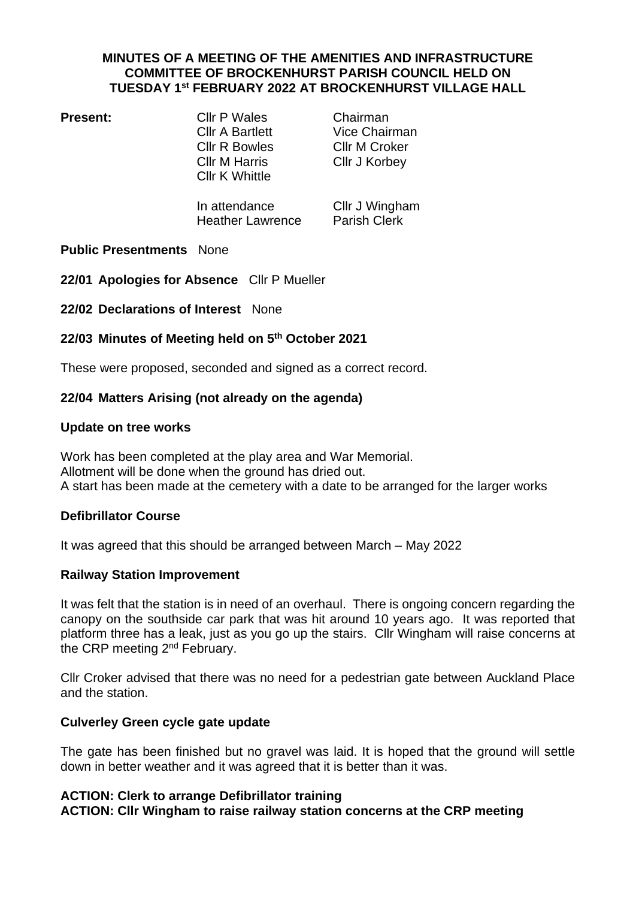# MINUTES OF A MEETING OF THE AMENITIES AND INFRASTRUCTURE COMMITTEE OF BROCKENHURST PARISH COUNCIL HELD ON TUESDAY 1st FEBRUARY 2022 AT BROCKENHURST VILLAGE HALL

**Present:**

| | |
|---|---|
| Cllr P Wales | Chairman |
| Cllr A Bartlett | Vice Chairman |
| Cllr R Bowles | Cllr M Croker |
| Cllr M Harris | Cllr J Korbey |
| Cllr K Whittle | |

| | |
|---|---|
| In attendance | Cllr J Wingham |
| Heather Lawrence | Parish Clerk |

**Public Presentments** None

**22/01 Apologies for Absence** Cllr P Mueller

**22/02 Declarations of Interest** None

### 22/03 Minutes of Meeting held on 5th October 2021

These were proposed, seconded and signed as a correct record.

### 22/04 Matters Arising (not already on the agenda)

**Update on tree works**

Work has been completed at the play area and War Memorial.
Allotment will be done when the ground has dried out.
A start has been made at the cemetery with a date to be arranged for the larger works

**Defibrillator Course**

It was agreed that this should be arranged between March – May 2022

**Railway Station Improvement**

It was felt that the station is in need of an overhaul. There is ongoing concern regarding the canopy on the southside car park that was hit around 10 years ago. It was reported that platform three has a leak, just as you go up the stairs. Cllr Wingham will raise concerns at the CRP meeting 2nd February.

Cllr Croker advised that there was no need for a pedestrian gate between Auckland Place and the station.

**Culverley Green cycle gate update**

The gate has been finished but no gravel was laid. It is hoped that the ground will settle down in better weather and it was agreed that it is better than it was.

**ACTION: Clerk to arrange Defibrillator training**
**ACTION: Cllr Wingham to raise railway station concerns at the CRP meeting**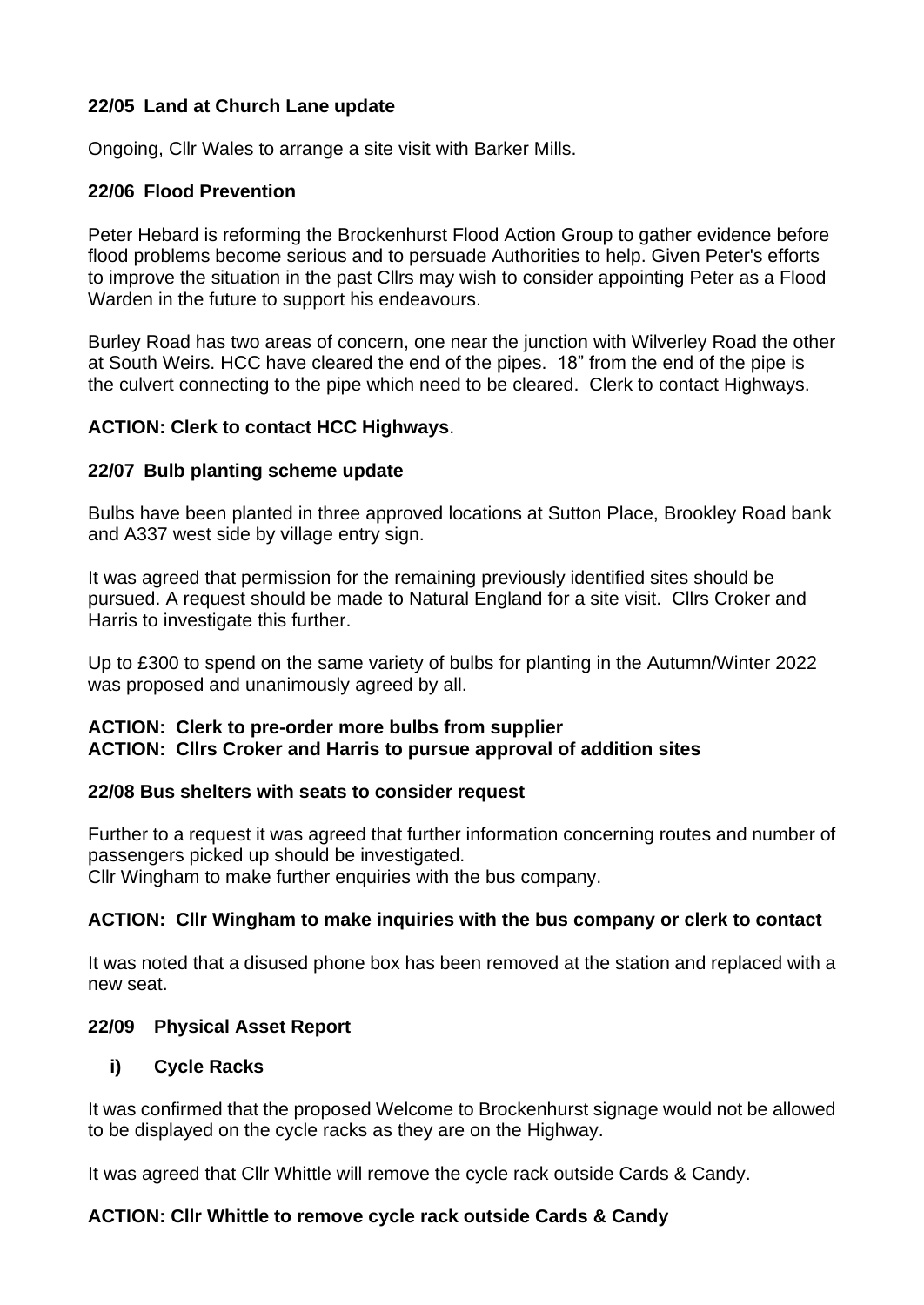**22/05 Land at Church Lane update**

Ongoing, Cllr Wales to arrange a site visit with Barker Mills.

**22/06 Flood Prevention**

Peter Hebard is reforming the Brockenhurst Flood Action Group to gather evidence before flood problems become serious and to persuade Authorities to help. Given Peter's efforts to improve the situation in the past Cllrs may wish to consider appointing Peter as a Flood Warden in the future to support his endeavours.

Burley Road has two areas of concern, one near the junction with Wilverley Road the other at South Weirs. HCC have cleared the end of the pipes. 18" from the end of the pipe is the culvert connecting to the pipe which need to be cleared. Clerk to contact Highways.

**ACTION: Clerk to contact HCC Highways**.

**22/07 Bulb planting scheme update**

Bulbs have been planted in three approved locations at Sutton Place, Brookley Road bank and A337 west side by village entry sign.

It was agreed that permission for the remaining previously identified sites should be pursued. A request should be made to Natural England for a site visit. Cllrs Croker and Harris to investigate this further.

Up to £300 to spend on the same variety of bulbs for planting in the Autumn/Winter 2022 was proposed and unanimously agreed by all.

**ACTION: Clerk to pre-order more bulbs from supplier**
**ACTION: Cllrs Croker and Harris to pursue approval of addition sites**

**22/08 Bus shelters with seats to consider request**

Further to a request it was agreed that further information concerning routes and number of passengers picked up should be investigated.
Cllr Wingham to make further enquiries with the bus company.

**ACTION: Cllr Wingham to make inquiries with the bus company or clerk to contact**

It was noted that a disused phone box has been removed at the station and replaced with a new seat.

**22/09 Physical Asset Report**

**i) Cycle Racks**

It was confirmed that the proposed Welcome to Brockenhurst signage would not be allowed to be displayed on the cycle racks as they are on the Highway.

It was agreed that Cllr Whittle will remove the cycle rack outside Cards & Candy.

**ACTION: Cllr Whittle to remove cycle rack outside Cards & Candy**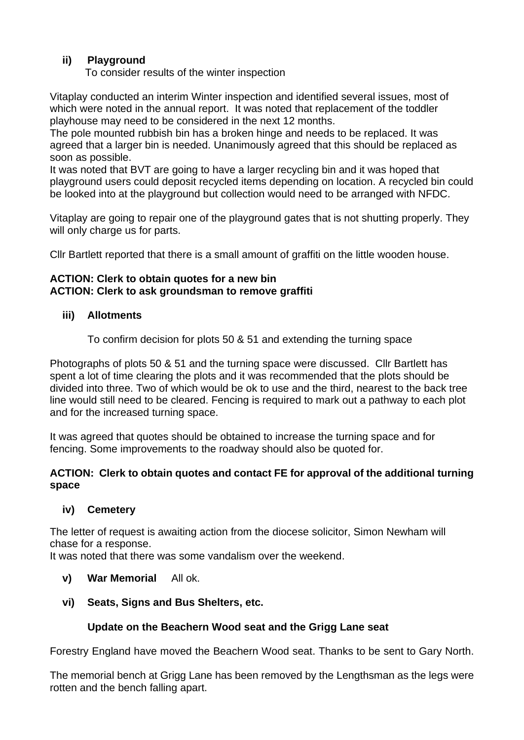**ii) Playground**

To consider results of the winter inspection

Vitaplay conducted an interim Winter inspection and identified several issues, most of which were noted in the annual report. It was noted that replacement of the toddler playhouse may need to be considered in the next 12 months.
The pole mounted rubbish bin has a broken hinge and needs to be replaced. It was agreed that a larger bin is needed. Unanimously agreed that this should be replaced as soon as possible.
It was noted that BVT are going to have a larger recycling bin and it was hoped that playground users could deposit recycled items depending on location. A recycled bin could be looked into at the playground but collection would need to be arranged with NFDC.

Vitaplay are going to repair one of the playground gates that is not shutting properly. They will only charge us for parts.

Cllr Bartlett reported that there is a small amount of graffiti on the little wooden house.

**ACTION: Clerk to obtain quotes for a new bin**
**ACTION: Clerk to ask groundsman to remove graffiti**

**iii) Allotments**

To confirm decision for plots 50 & 51 and extending the turning space

Photographs of plots 50 & 51 and the turning space were discussed. Cllr Bartlett has spent a lot of time clearing the plots and it was recommended that the plots should be divided into three. Two of which would be ok to use and the third, nearest to the back tree line would still need to be cleared. Fencing is required to mark out a pathway to each plot and for the increased turning space.

It was agreed that quotes should be obtained to increase the turning space and for fencing. Some improvements to the roadway should also be quoted for.

**ACTION: Clerk to obtain quotes and contact FE for approval of the additional turning space**

**iv) Cemetery**

The letter of request is awaiting action from the diocese solicitor, Simon Newham will chase for a response.
It was noted that there was some vandalism over the weekend.

**v) War Memorial** All ok.

**vi) Seats, Signs and Bus Shelters, etc.**

**Update on the Beachern Wood seat and the Grigg Lane seat**

Forestry England have moved the Beachern Wood seat. Thanks to be sent to Gary North.

The memorial bench at Grigg Lane has been removed by the Lengthsman as the legs were rotten and the bench falling apart.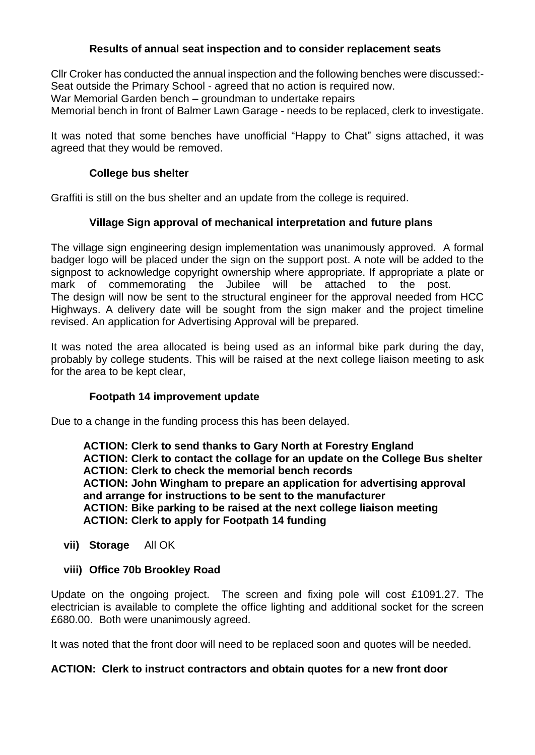### Results of annual seat inspection and to consider replacement seats

Cllr Croker has conducted the annual inspection and the following benches were discussed:-
Seat outside the Primary School - agreed that no action is required now.
War Memorial Garden bench – groundman to undertake repairs
Memorial bench in front of Balmer Lawn Garage - needs to be replaced, clerk to investigate.

It was noted that some benches have unofficial "Happy to Chat" signs attached, it was agreed that they would be removed.

### College bus shelter

Graffiti is still on the bus shelter and an update from the college is required.

### Village Sign approval of mechanical interpretation and future plans

The village sign engineering design implementation was unanimously approved. A formal badger logo will be placed under the sign on the support post. A note will be added to the signpost to acknowledge copyright ownership where appropriate. If appropriate a plate or mark of commemorating the Jubilee will be attached to the post.
The design will now be sent to the structural engineer for the approval needed from HCC Highways. A delivery date will be sought from the sign maker and the project timeline revised. An application for Advertising Approval will be prepared.

It was noted the area allocated is being used as an informal bike park during the day, probably by college students. This will be raised at the next college liaison meeting to ask for the area to be kept clear,

### Footpath 14 improvement update

Due to a change in the funding process this has been delayed.

**ACTION: Clerk to send thanks to Gary North at Forestry England**
**ACTION: Clerk to contact the collage for an update on the College Bus shelter**
**ACTION: Clerk to check the memorial bench records**
**ACTION: John Wingham to prepare an application for advertising approval and arrange for instructions to be sent to the manufacturer**
**ACTION: Bike parking to be raised at the next college liaison meeting**
**ACTION: Clerk to apply for Footpath 14 funding**

**vii) Storage** All OK

**viii) Office 70b Brookley Road**

Update on the ongoing project. The screen and fixing pole will cost £1091.27. The electrician is available to complete the office lighting and additional socket for the screen £680.00. Both were unanimously agreed.

It was noted that the front door will need to be replaced soon and quotes will be needed.

**ACTION: Clerk to instruct contractors and obtain quotes for a new front door**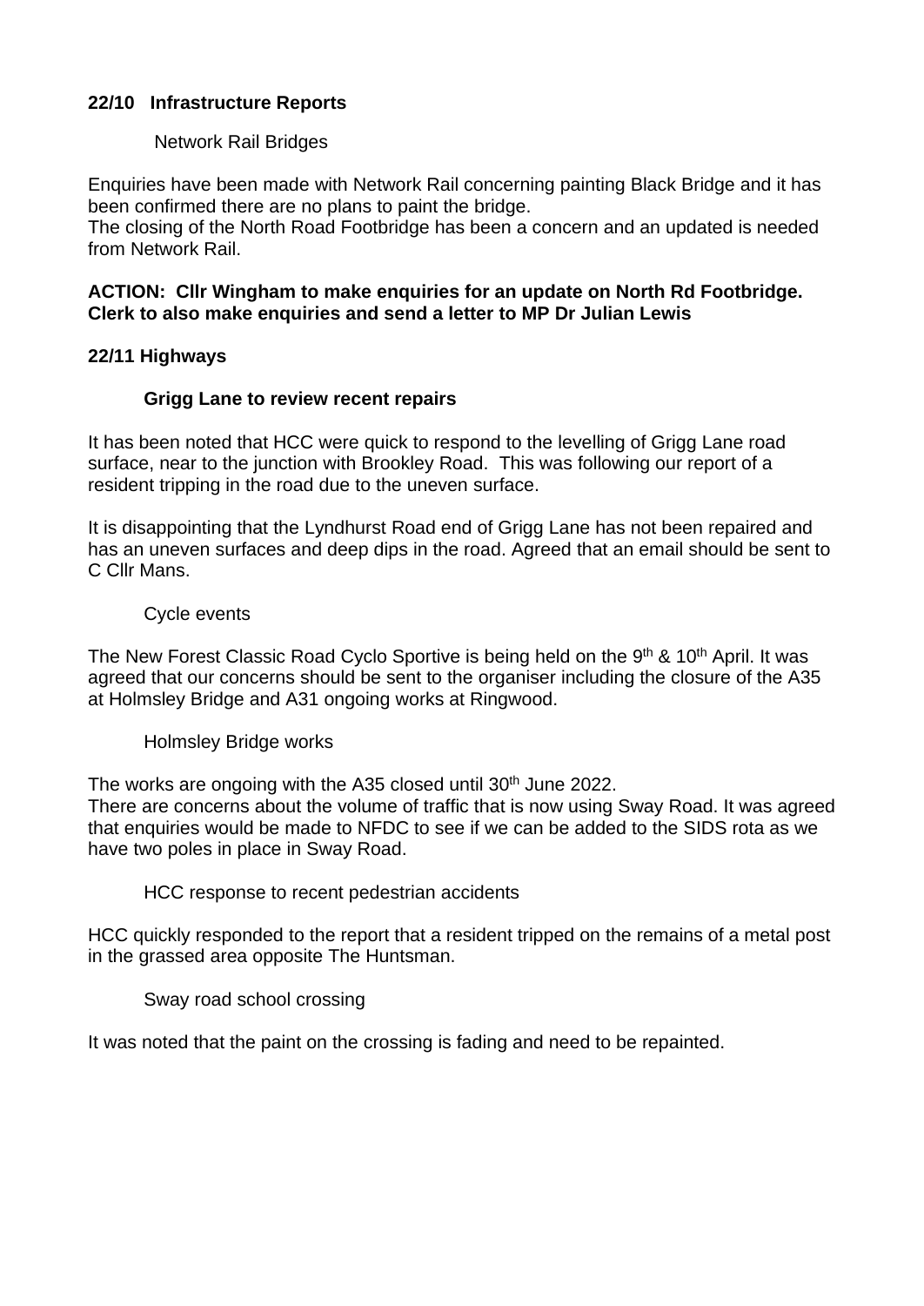**22/10 Infrastructure Reports**

Network Rail Bridges

Enquiries have been made with Network Rail concerning painting Black Bridge and it has been confirmed there are no plans to paint the bridge.
The closing of the North Road Footbridge has been a concern and an updated is needed from Network Rail.

**ACTION: Cllr Wingham to make enquiries for an update on North Rd Footbridge. Clerk to also make enquiries and send a letter to MP Dr Julian Lewis**

**22/11 Highways**

**Grigg Lane to review recent repairs**

It has been noted that HCC were quick to respond to the levelling of Grigg Lane road surface, near to the junction with Brookley Road. This was following our report of a resident tripping in the road due to the uneven surface.

It is disappointing that the Lyndhurst Road end of Grigg Lane has not been repaired and has an uneven surfaces and deep dips in the road. Agreed that an email should be sent to C Cllr Mans.

Cycle events

The New Forest Classic Road Cyclo Sportive is being held on the 9th & 10th April. It was agreed that our concerns should be sent to the organiser including the closure of the A35 at Holmsley Bridge and A31 ongoing works at Ringwood.

Holmsley Bridge works

The works are ongoing with the A35 closed until 30th June 2022.
There are concerns about the volume of traffic that is now using Sway Road. It was agreed that enquiries would be made to NFDC to see if we can be added to the SIDS rota as we have two poles in place in Sway Road.

HCC response to recent pedestrian accidents

HCC quickly responded to the report that a resident tripped on the remains of a metal post in the grassed area opposite The Huntsman.

Sway road school crossing

It was noted that the paint on the crossing is fading and need to be repainted.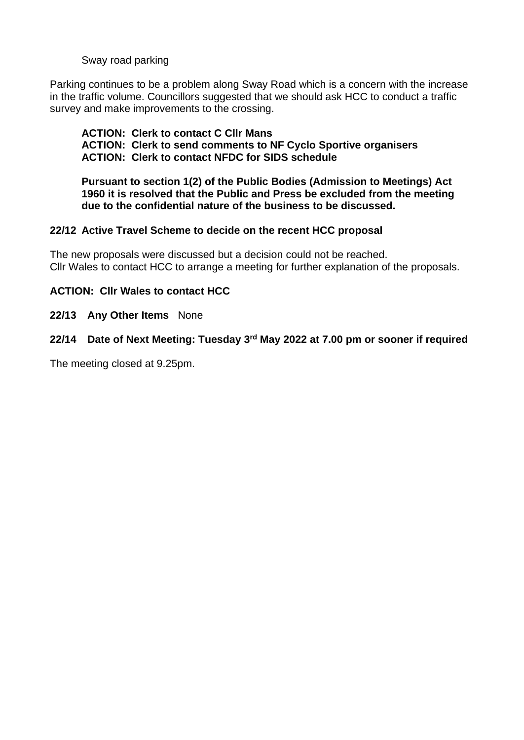Sway road parking

Parking continues to be a problem along Sway Road which is a concern with the increase in the traffic volume. Councillors suggested that we should ask HCC to conduct a traffic survey and make improvements to the crossing.

**ACTION: Clerk to contact C Cllr Mans**
**ACTION: Clerk to send comments to NF Cyclo Sportive organisers**
**ACTION: Clerk to contact NFDC for SIDS schedule**

**Pursuant to section 1(2) of the Public Bodies (Admission to Meetings) Act 1960 it is resolved that the Public and Press be excluded from the meeting due to the confidential nature of the business to be discussed.**

**22/12 Active Travel Scheme to decide on the recent HCC proposal**

The new proposals were discussed but a decision could not be reached.
Cllr Wales to contact HCC to arrange a meeting for further explanation of the proposals.

**ACTION: Cllr Wales to contact HCC**

**22/13 Any Other Items** None

**22/14 Date of Next Meeting: Tuesday 3rd May 2022 at 7.00 pm or sooner if required**

The meeting closed at 9.25pm.